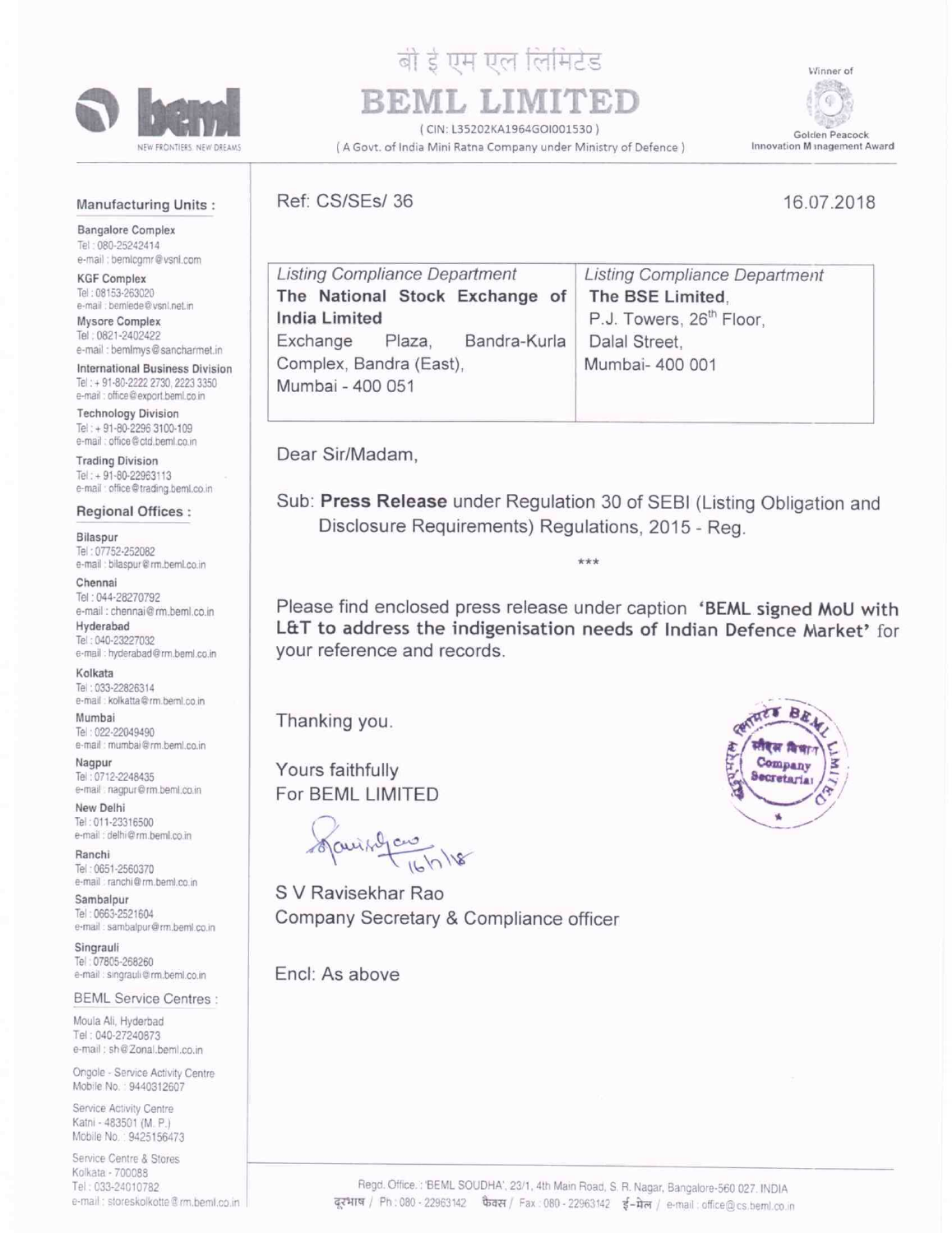# बी ई एम एल लिमिटेड

# BEML LIMITED

( CIN: L35202KA1964GOI001530 )

( A Govt. of India Mini Ratna Company under Ministry of Defence )

NEW FRONTIERS. NEW DREAMS

Winner of Golden Peacock Innovation Management Award

**Manufacturing Units :**

**Bangalore Complex**
Tel : 080-25242414
e-mail : bemlcgmr@vsnl.com

**KGF Complex**
Tel : 08153-263020
e-mail : bemlede@vsnl.net.in

**Mysore Complex**
Tel : 0821-2402422
e-mail : bemlmys@sancharmet.in

**International Business Division**
Tel : + 91-80-2222 2730, 2223 3350
e-mail : office@export.beml.co.in

**Technology Division**
Tel : + 91-80-2296 3100-109
e-mail : office@ctd.beml.co.in

**Trading Division**
Tel : + 91-80-22963113
e-mail : office@trading.beml.co.in

**Regional Offices :**

**Bilaspur**
Tel : 07752-252082
e-mail : bilaspur@rm.beml.co.in

**Chennai**
Tel : 044-28270792
e-mail : chennai@rm.beml.co.in

**Hyderabad**
Tel : 040-23227032
e-mail : hyderabad@rm.beml.co.in

**Kolkata**
Tel : 033-22826314
e-mail : kolkatta@rm.beml.co.in

**Mumbai**
Tel : 022-22049490
e-mail : mumbai@rm.beml.co.in

**Nagpur**
Tel : 0712-2248435
e-mail : nagpur@rm.beml.co.in

**New Delhi**
Tel : 011-23316500
e-mail : delhi@rm.beml.co.in

**Ranchi**
Tel : 0651-2560370
e-mail : ranchi@rm.beml.co.in

**Sambalpur**
Tel : 0663-2521604
e-mail : sambalpur@rm.beml.co.in

**Singrauli**
Tel : 07805-268260
e-mail : singrauli@rm.beml.co.in

**BEML Service Centres :**

Moula Ali, Hyderbad
Tel : 040-27240873
e-mail : sh@Zonal.beml.co.in

Ongole - Service Activity Centre
Mobile No. : 9440312607

Service Activity Centre
Katni - 483501 (M. P.)
Mobile No. : 9425156473

Service Centre & Stores
Kolkata - 700088
Tel : 033-24010782
e-mail : storeskolkotte@rm.beml.co.in

---

Ref: CS/SEs/ 36

16.07.2018

| *Listing Compliance Department* **The National Stock Exchange of India Limited** Exchange Plaza, Bandra-Kurla Complex, Bandra (East), Mumbai - 400 051 | *Listing Compliance Department* **The BSE Limited**, P.J. Towers, 26th Floor, Dalal Street, Mumbai- 400 001 |
|---|---|

Dear Sir/Madam,

Sub: **Press Release** under Regulation 30 of SEBI (Listing Obligation and Disclosure Requirements) Regulations, 2015 - Reg.

***

Please find enclosed press release under caption **'BEML signed MoU with L&T to address the indigenisation needs of Indian Defence Market'** for your reference and records.

Thanking you.

Yours faithfully
For BEML LIMITED

16/7/18

S V Ravisekhar Rao
Company Secretary & Compliance officer

Encl: As above

Regd. Office.: 'BEML SOUDHA', 23/1, 4th Main Road, S. R. Nagar, Bangalore-560 027. INDIA
दूरभाष / Ph : 080 - 22963142 फैक्स / Fax : 080 - 22963142 ई-मेल / e-mail : office@cs.beml.co.in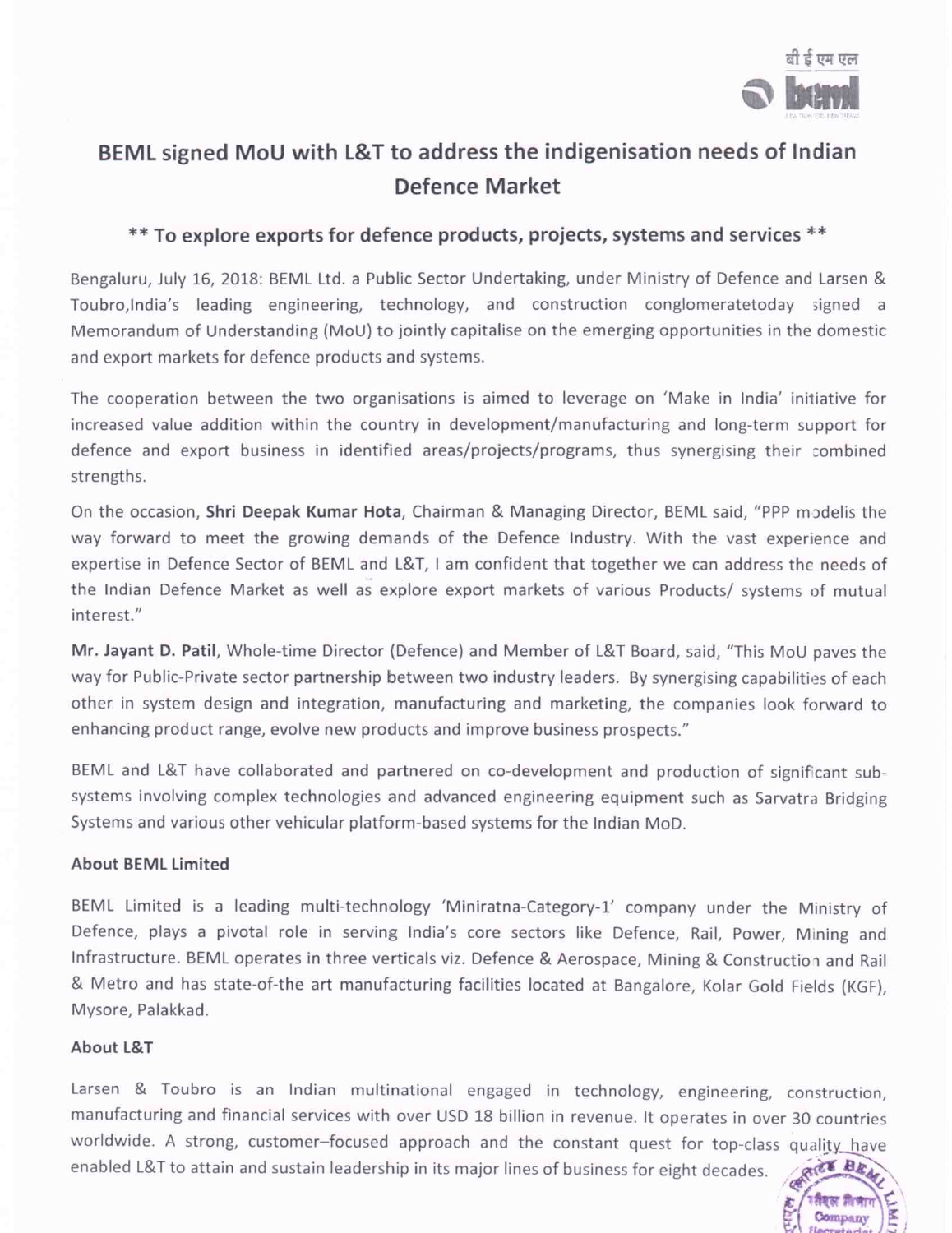बी ई एम एल

# BEML signed MoU with L&T to address the indigenisation needs of Indian Defence Market

**\*\* To explore exports for defence products, projects, systems and services \*\***

Bengaluru, July 16, 2018: BEML Ltd. a Public Sector Undertaking, under Ministry of Defence and Larsen & Toubro,India's leading engineering, technology, and construction conglomeratetoday signed a Memorandum of Understanding (MoU) to jointly capitalise on the emerging opportunities in the domestic and export markets for defence products and systems.

The cooperation between the two organisations is aimed to leverage on 'Make in India' initiative for increased value addition within the country in development/manufacturing and long-term support for defence and export business in identified areas/projects/programs, thus synergising their combined strengths.

On the occasion, **Shri Deepak Kumar Hota**, Chairman & Managing Director, BEML said, "PPP modelis the way forward to meet the growing demands of the Defence Industry. With the vast experience and expertise in Defence Sector of BEML and L&T, I am confident that together we can address the needs of the Indian Defence Market as well as explore export markets of various Products/ systems of mutual interest."

**Mr. Jayant D. Patil**, Whole-time Director (Defence) and Member of L&T Board, said, "This MoU paves the way for Public-Private sector partnership between two industry leaders. By synergising capabilities of each other in system design and integration, manufacturing and marketing, the companies look forward to enhancing product range, evolve new products and improve business prospects."

BEML and L&T have collaborated and partnered on co-development and production of significant sub-systems involving complex technologies and advanced engineering equipment such as Sarvatra Bridging Systems and various other vehicular platform-based systems for the Indian MoD.

**About BEML Limited**

BEML Limited is a leading multi-technology 'Miniratna-Category-1' company under the Ministry of Defence, plays a pivotal role in serving India's core sectors like Defence, Rail, Power, Mining and Infrastructure. BEML operates in three verticals viz. Defence & Aerospace, Mining & Construction and Rail & Metro and has state-of-the art manufacturing facilities located at Bangalore, Kolar Gold Fields (KGF), Mysore, Palakkad.

**About L&T**

Larsen & Toubro is an Indian multinational engaged in technology, engineering, construction, manufacturing and financial services with over USD 18 billion in revenue. It operates in over 30 countries worldwide. A strong, customer–focused approach and the constant quest for top-class quality have enabled L&T to attain and sustain leadership in its major lines of business for eight decades.